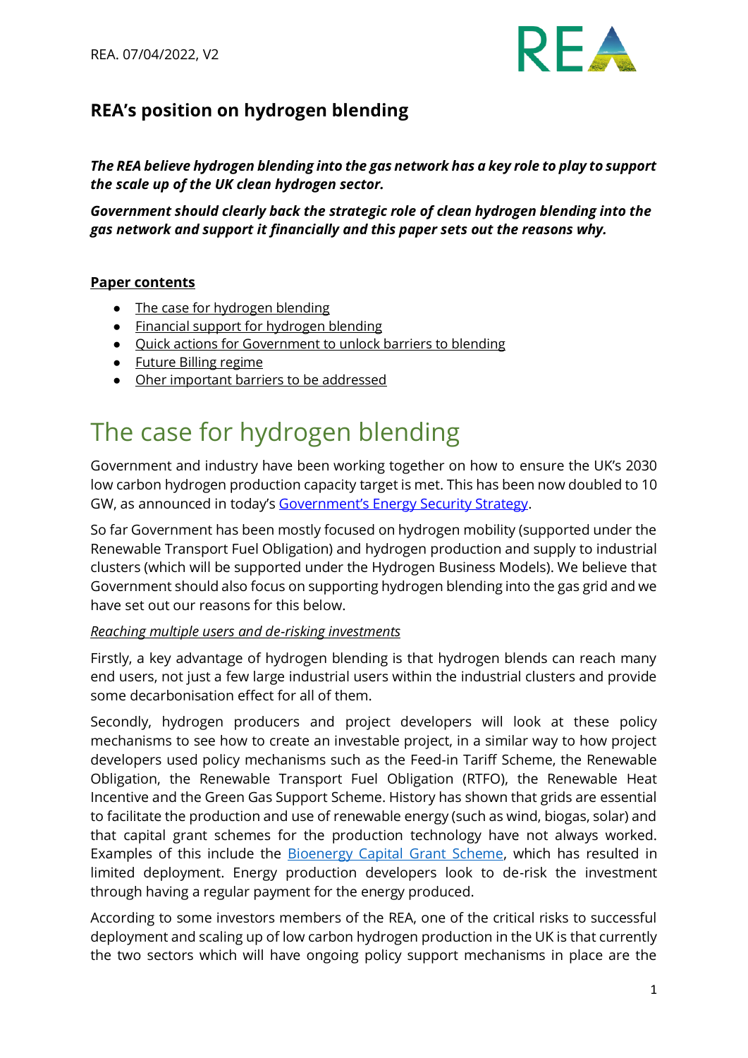REA. 07/04/2022, V2

## REA's position on hydrogen blending

***The REA believe hydrogen blending into the gas network has a key role to play to support the scale up of the UK clean hydrogen sector.***

***Government should clearly back the strategic role of clean hydrogen blending into the gas network and support it financially and this paper sets out the reasons why.***

**Paper contents**

- The case for hydrogen blending
- Financial support for hydrogen blending
- Quick actions for Government to unlock barriers to blending
- Future Billing regime
- Oher important barriers to be addressed

# The case for hydrogen blending

Government and industry have been working together on how to ensure the UK's 2030 low carbon hydrogen production capacity target is met. This has been now doubled to 10 GW, as announced in today's Government's Energy Security Strategy.

So far Government has been mostly focused on hydrogen mobility (supported under the Renewable Transport Fuel Obligation) and hydrogen production and supply to industrial clusters (which will be supported under the Hydrogen Business Models). We believe that Government should also focus on supporting hydrogen blending into the gas grid and we have set out our reasons for this below.

*Reaching multiple users and de-risking investments*

Firstly, a key advantage of hydrogen blending is that hydrogen blends can reach many end users, not just a few large industrial users within the industrial clusters and provide some decarbonisation effect for all of them.

Secondly, hydrogen producers and project developers will look at these policy mechanisms to see how to create an investable project, in a similar way to how project developers used policy mechanisms such as the Feed-in Tariff Scheme, the Renewable Obligation, the Renewable Transport Fuel Obligation (RTFO), the Renewable Heat Incentive and the Green Gas Support Scheme. History has shown that grids are essential to facilitate the production and use of renewable energy (such as wind, biogas, solar) and that capital grant schemes for the production technology have not always worked. Examples of this include the Bioenergy Capital Grant Scheme, which has resulted in limited deployment. Energy production developers look to de-risk the investment through having a regular payment for the energy produced.

According to some investors members of the REA, one of the critical risks to successful deployment and scaling up of low carbon hydrogen production in the UK is that currently the two sectors which will have ongoing policy support mechanisms in place are the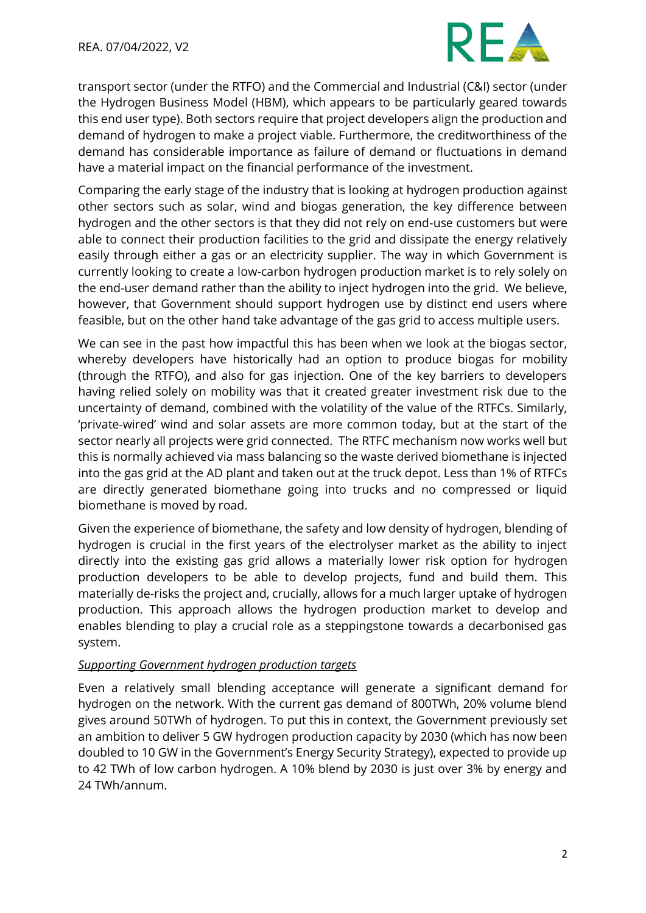transport sector (under the RTFO) and the Commercial and Industrial (C&I) sector (under the Hydrogen Business Model (HBM), which appears to be particularly geared towards this end user type). Both sectors require that project developers align the production and demand of hydrogen to make a project viable. Furthermore, the creditworthiness of the demand has considerable importance as failure of demand or fluctuations in demand have a material impact on the financial performance of the investment.

Comparing the early stage of the industry that is looking at hydrogen production against other sectors such as solar, wind and biogas generation, the key difference between hydrogen and the other sectors is that they did not rely on end-use customers but were able to connect their production facilities to the grid and dissipate the energy relatively easily through either a gas or an electricity supplier. The way in which Government is currently looking to create a low-carbon hydrogen production market is to rely solely on the end-user demand rather than the ability to inject hydrogen into the grid. We believe, however, that Government should support hydrogen use by distinct end users where feasible, but on the other hand take advantage of the gas grid to access multiple users.

We can see in the past how impactful this has been when we look at the biogas sector, whereby developers have historically had an option to produce biogas for mobility (through the RTFO), and also for gas injection. One of the key barriers to developers having relied solely on mobility was that it created greater investment risk due to the uncertainty of demand, combined with the volatility of the value of the RTFCs. Similarly, 'private-wired' wind and solar assets are more common today, but at the start of the sector nearly all projects were grid connected. The RTFC mechanism now works well but this is normally achieved via mass balancing so the waste derived biomethane is injected into the gas grid at the AD plant and taken out at the truck depot. Less than 1% of RTFCs are directly generated biomethane going into trucks and no compressed or liquid biomethane is moved by road.

Given the experience of biomethane, the safety and low density of hydrogen, blending of hydrogen is crucial in the first years of the electrolyser market as the ability to inject directly into the existing gas grid allows a materially lower risk option for hydrogen production developers to be able to develop projects, fund and build them. This materially de-risks the project and, crucially, allows for a much larger uptake of hydrogen production. This approach allows the hydrogen production market to develop and enables blending to play a crucial role as a steppingstone towards a decarbonised gas system.

*Supporting Government hydrogen production targets*

Even a relatively small blending acceptance will generate a significant demand for hydrogen on the network. With the current gas demand of 800TWh, 20% volume blend gives around 50TWh of hydrogen. To put this in context, the Government previously set an ambition to deliver 5 GW hydrogen production capacity by 2030 (which has now been doubled to 10 GW in the Government's Energy Security Strategy), expected to provide up to 42 TWh of low carbon hydrogen. A 10% blend by 2030 is just over 3% by energy and 24 TWh/annum.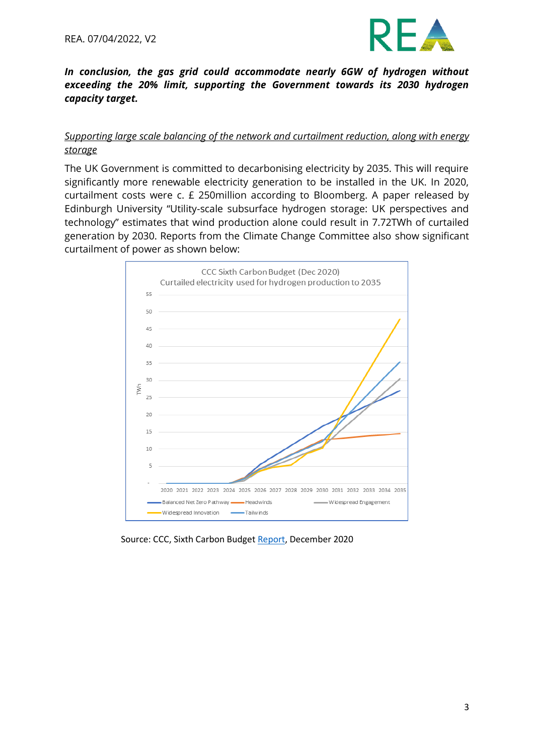***In conclusion, the gas grid could accommodate nearly 6GW of hydrogen without exceeding the 20% limit, supporting the Government towards its 2030 hydrogen capacity target.***

*Supporting large scale balancing of the network and curtailment reduction, along with energy storage*

The UK Government is committed to decarbonising electricity by 2035. This will require significantly more renewable electricity generation to be installed in the UK. In 2020, curtailment costs were c. £ 250million according to Bloomberg. A paper released by Edinburgh University "Utility-scale subsurface hydrogen storage: UK perspectives and technology" estimates that wind production alone could result in 7.72TWh of curtailed generation by 2030. Reports from the Climate Change Committee also show significant curtailment of power as shown below:

Source: CCC, Sixth Carbon Budget Report, December 2020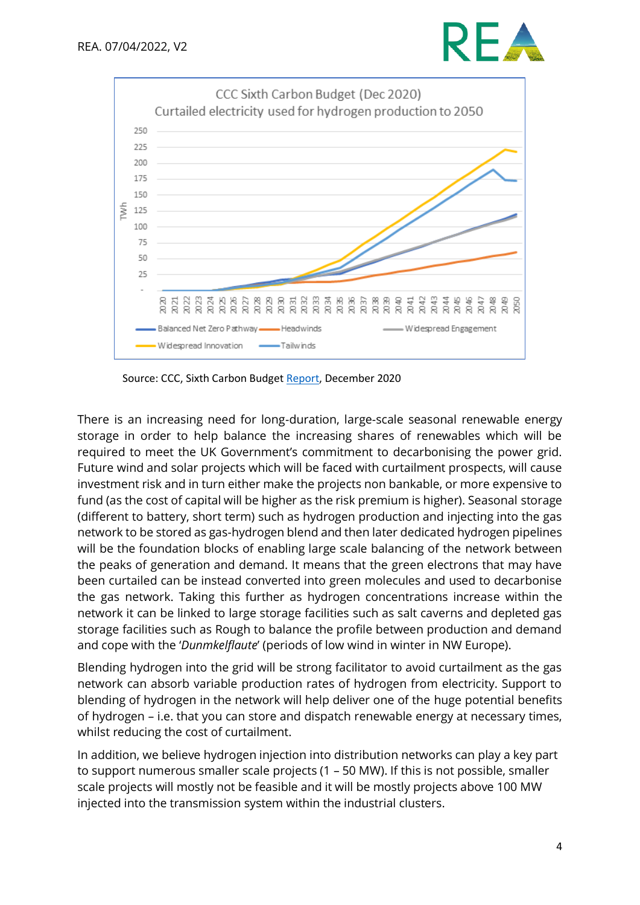CCC Sixth Carbon Budget (Dec 2020)
Curtailed electricity used for hydrogen production to 2050

Source: CCC, Sixth Carbon Budget Report, December 2020

There is an increasing need for long-duration, large-scale seasonal renewable energy storage in order to help balance the increasing shares of renewables which will be required to meet the UK Government's commitment to decarbonising the power grid. Future wind and solar projects which will be faced with curtailment prospects, will cause investment risk and in turn either make the projects non bankable, or more expensive to fund (as the cost of capital will be higher as the risk premium is higher). Seasonal storage (different to battery, short term) such as hydrogen production and injecting into the gas network to be stored as gas-hydrogen blend and then later dedicated hydrogen pipelines will be the foundation blocks of enabling large scale balancing of the network between the peaks of generation and demand. It means that the green electrons that may have been curtailed can be instead converted into green molecules and used to decarbonise the gas network. Taking this further as hydrogen concentrations increase within the network it can be linked to large storage facilities such as salt caverns and depleted gas storage facilities such as Rough to balance the profile between production and demand and cope with the '*Dunmkelflaute*' (periods of low wind in winter in NW Europe).

Blending hydrogen into the grid will be strong facilitator to avoid curtailment as the gas network can absorb variable production rates of hydrogen from electricity. Support to blending of hydrogen in the network will help deliver one of the huge potential benefits of hydrogen – i.e. that you can store and dispatch renewable energy at necessary times, whilst reducing the cost of curtailment.

In addition, we believe hydrogen injection into distribution networks can play a key part to support numerous smaller scale projects (1 – 50 MW). If this is not possible, smaller scale projects will mostly not be feasible and it will be mostly projects above 100 MW injected into the transmission system within the industrial clusters.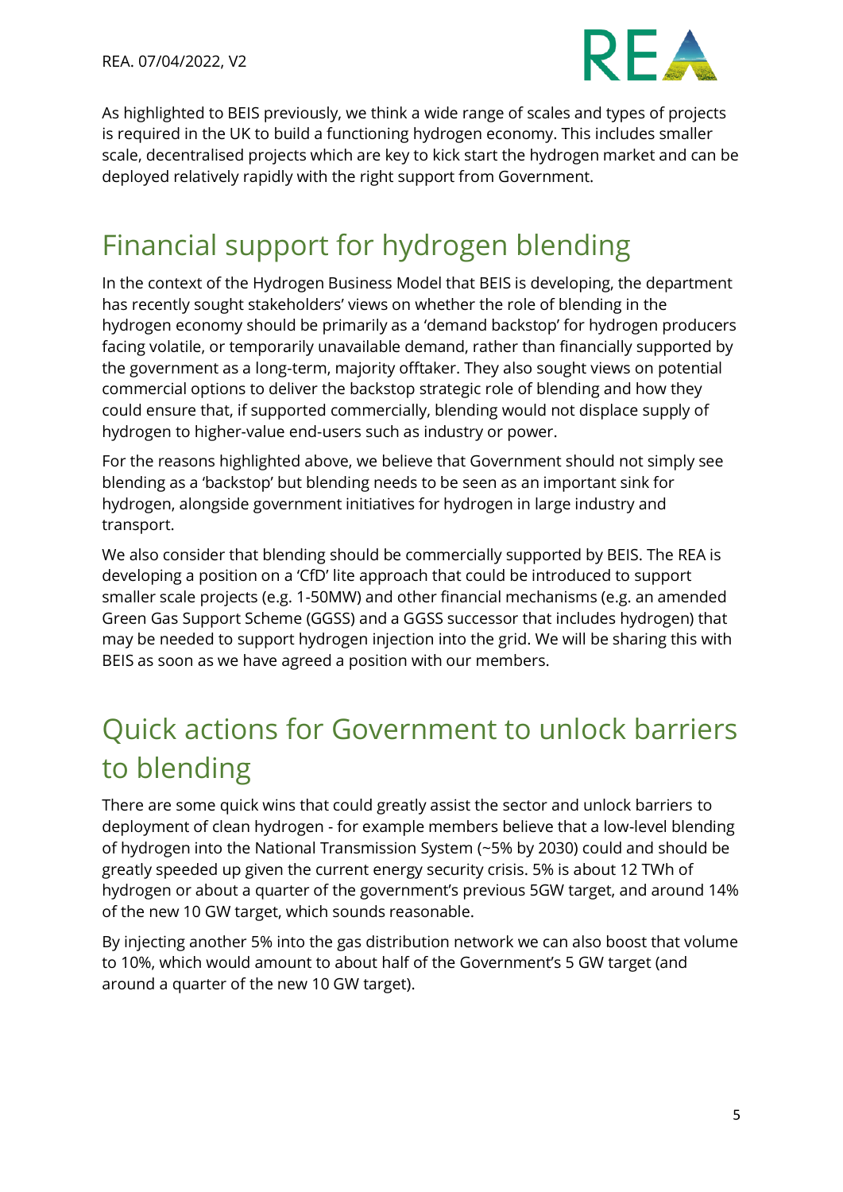As highlighted to BEIS previously, we think a wide range of scales and types of projects is required in the UK to build a functioning hydrogen economy. This includes smaller scale, decentralised projects which are key to kick start the hydrogen market and can be deployed relatively rapidly with the right support from Government.

# Financial support for hydrogen blending

In the context of the Hydrogen Business Model that BEIS is developing, the department has recently sought stakeholders' views on whether the role of blending in the hydrogen economy should be primarily as a 'demand backstop' for hydrogen producers facing volatile, or temporarily unavailable demand, rather than financially supported by the government as a long-term, majority offtaker. They also sought views on potential commercial options to deliver the backstop strategic role of blending and how they could ensure that, if supported commercially, blending would not displace supply of hydrogen to higher-value end-users such as industry or power.

For the reasons highlighted above, we believe that Government should not simply see blending as a 'backstop' but blending needs to be seen as an important sink for hydrogen, alongside government initiatives for hydrogen in large industry and transport.

We also consider that blending should be commercially supported by BEIS. The REA is developing a position on a 'CfD' lite approach that could be introduced to support smaller scale projects (e.g. 1-50MW) and other financial mechanisms (e.g. an amended Green Gas Support Scheme (GGSS) and a GGSS successor that includes hydrogen) that may be needed to support hydrogen injection into the grid. We will be sharing this with BEIS as soon as we have agreed a position with our members.

# Quick actions for Government to unlock barriers to blending

There are some quick wins that could greatly assist the sector and unlock barriers to deployment of clean hydrogen - for example members believe that a low-level blending of hydrogen into the National Transmission System (~5% by 2030) could and should be greatly speeded up given the current energy security crisis. 5% is about 12 TWh of hydrogen or about a quarter of the government's previous 5GW target, and around 14% of the new 10 GW target, which sounds reasonable.

By injecting another 5% into the gas distribution network we can also boost that volume to 10%, which would amount to about half of the Government's 5 GW target (and around a quarter of the new 10 GW target).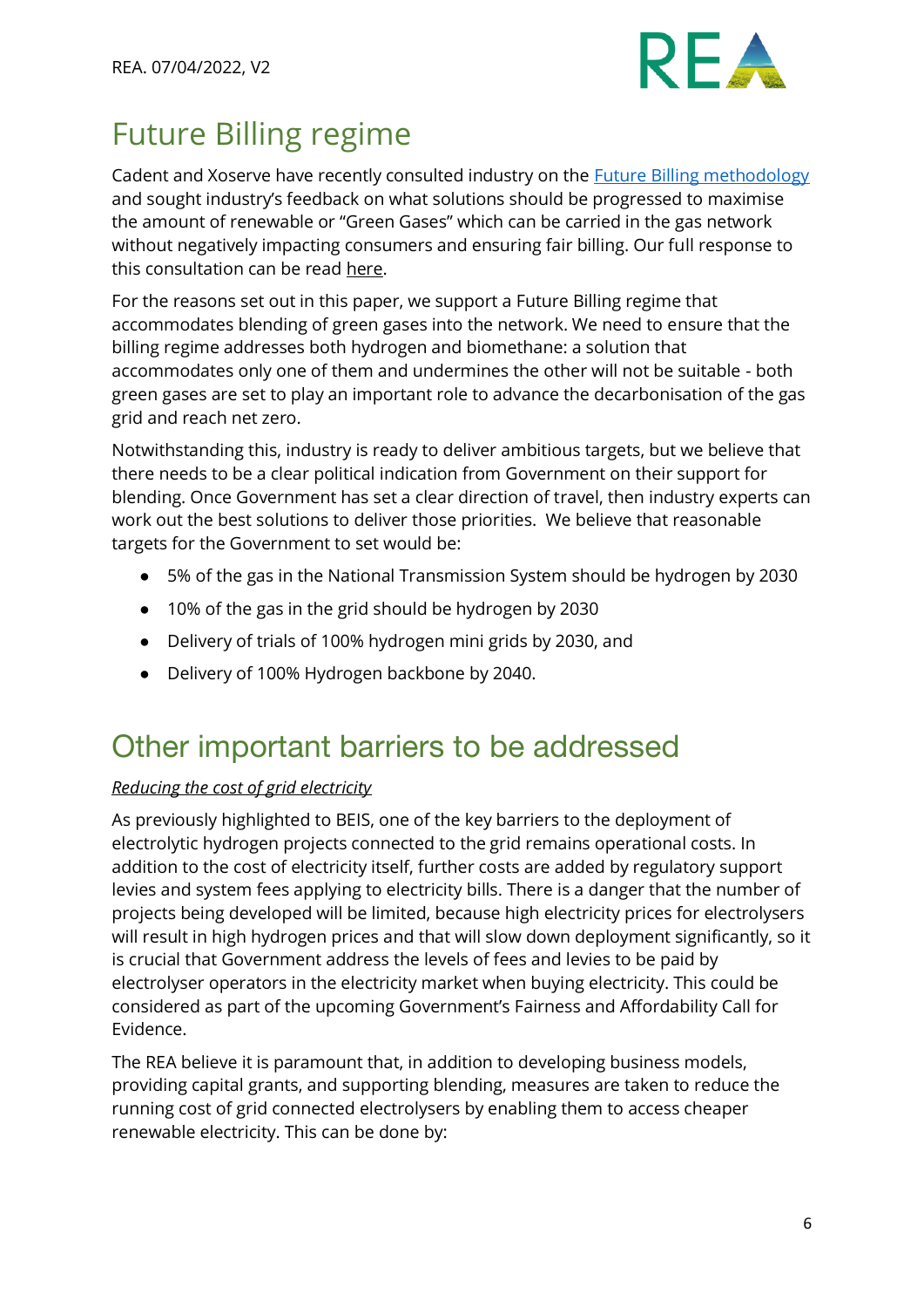# Future Billing regime

Cadent and Xoserve have recently consulted industry on the Future Billing methodology and sought industry's feedback on what solutions should be progressed to maximise the amount of renewable or "Green Gases" which can be carried in the gas network without negatively impacting consumers and ensuring fair billing. Our full response to this consultation can be read here.

For the reasons set out in this paper, we support a Future Billing regime that accommodates blending of green gases into the network. We need to ensure that the billing regime addresses both hydrogen and biomethane: a solution that accommodates only one of them and undermines the other will not be suitable - both green gases are set to play an important role to advance the decarbonisation of the gas grid and reach net zero.

Notwithstanding this, industry is ready to deliver ambitious targets, but we believe that there needs to be a clear political indication from Government on their support for blending. Once Government has set a clear direction of travel, then industry experts can work out the best solutions to deliver those priorities. We believe that reasonable targets for the Government to set would be:

- 5% of the gas in the National Transmission System should be hydrogen by 2030
- 10% of the gas in the grid should be hydrogen by 2030
- Delivery of trials of 100% hydrogen mini grids by 2030, and
- Delivery of 100% Hydrogen backbone by 2040.

# Other important barriers to be addressed

*Reducing the cost of grid electricity*

As previously highlighted to BEIS, one of the key barriers to the deployment of electrolytic hydrogen projects connected to the grid remains operational costs. In addition to the cost of electricity itself, further costs are added by regulatory support levies and system fees applying to electricity bills. There is a danger that the number of projects being developed will be limited, because high electricity prices for electrolysers will result in high hydrogen prices and that will slow down deployment significantly, so it is crucial that Government address the levels of fees and levies to be paid by electrolyser operators in the electricity market when buying electricity. This could be considered as part of the upcoming Government's Fairness and Affordability Call for Evidence.

The REA believe it is paramount that, in addition to developing business models, providing capital grants, and supporting blending, measures are taken to reduce the running cost of grid connected electrolysers by enabling them to access cheaper renewable electricity. This can be done by: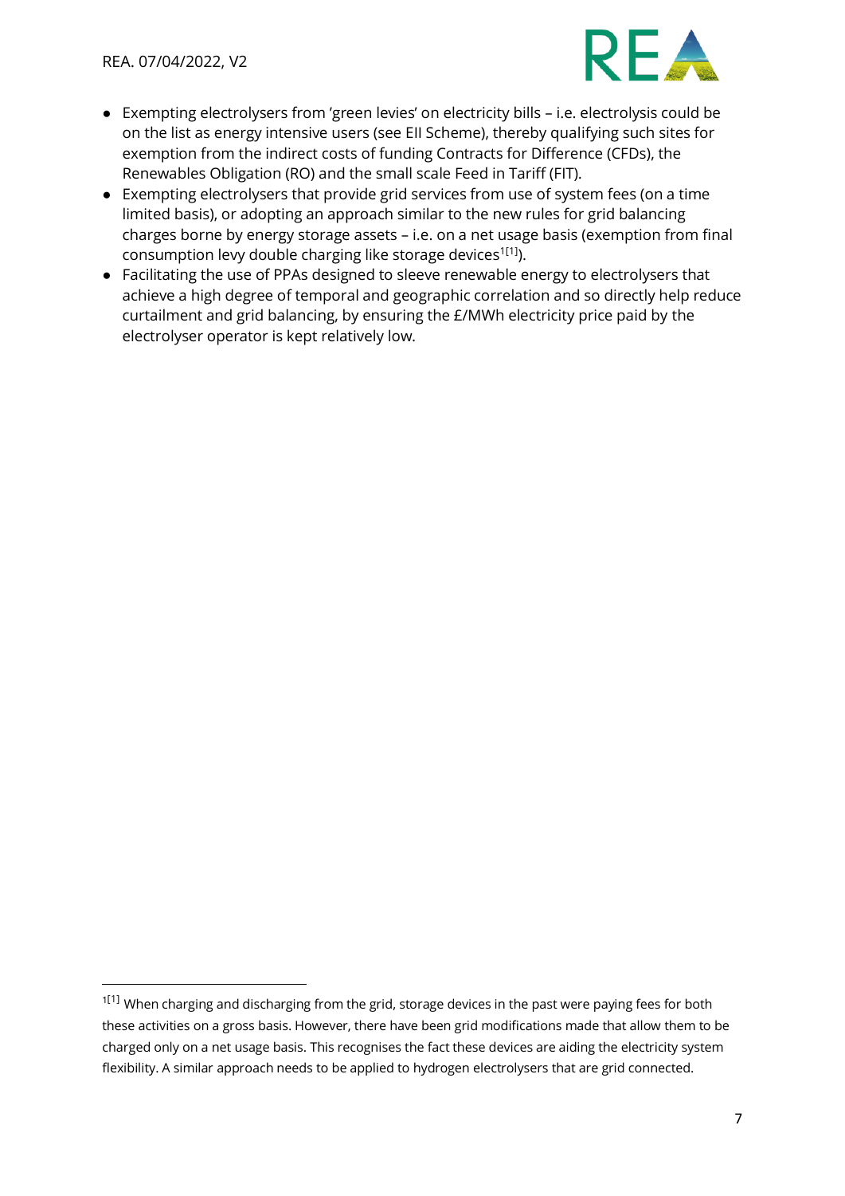- Exempting electrolysers from 'green levies' on electricity bills – i.e. electrolysis could be on the list as energy intensive users (see EII Scheme), thereby qualifying such sites for exemption from the indirect costs of funding Contracts for Difference (CFDs), the Renewables Obligation (RO) and the small scale Feed in Tariff (FIT).
- Exempting electrolysers that provide grid services from use of system fees (on a time limited basis), or adopting an approach similar to the new rules for grid balancing charges borne by energy storage assets – i.e. on a net usage basis (exemption from final consumption levy double charging like storage devices[1][1]).
- Facilitating the use of PPAs designed to sleeve renewable energy to electrolysers that achieve a high degree of temporal and geographic correlation and so directly help reduce curtailment and grid balancing, by ensuring the £/MWh electricity price paid by the electrolyser operator is kept relatively low.

---

[1][1] When charging and discharging from the grid, storage devices in the past were paying fees for both these activities on a gross basis. However, there have been grid modifications made that allow them to be charged only on a net usage basis. This recognises the fact these devices are aiding the electricity system flexibility. A similar approach needs to be applied to hydrogen electrolysers that are grid connected.